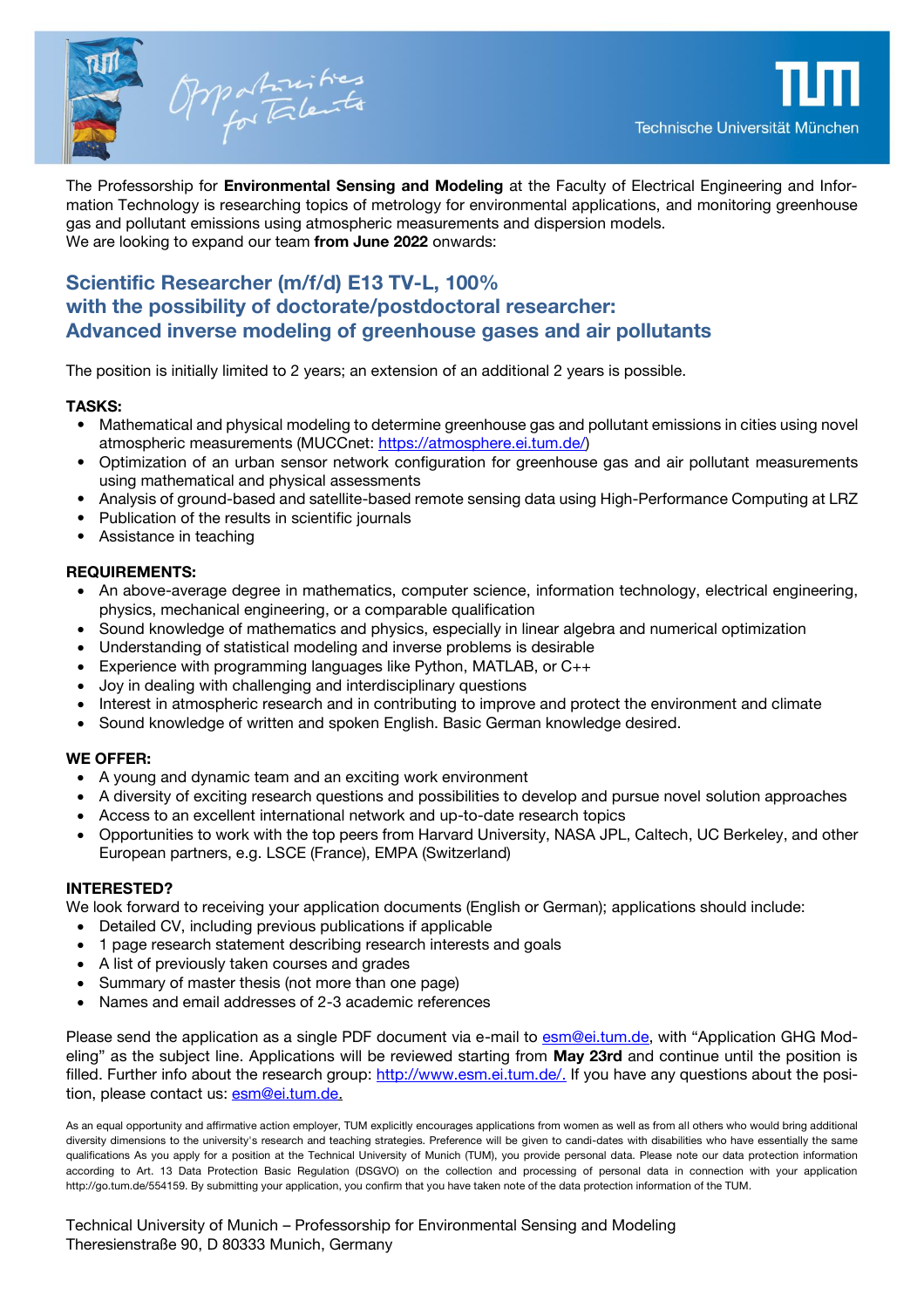The Professorship for **Environmental Sensing and Modeling** at the Faculty of Electrical Engineering and Information Technology is researching topics of metrology for environmental applications, and monitoring greenhouse gas and pollutant emissions using atmospheric measurements and dispersion models.
We are looking to expand our team **from June 2022** onwards:

## Scientific Researcher (m/f/d) E13 TV-L, 100% with the possibility of doctorate/postdoctoral researcher: Advanced inverse modeling of greenhouse gases and air pollutants

The position is initially limited to 2 years; an extension of an additional 2 years is possible.

**TASKS:**

- Mathematical and physical modeling to determine greenhouse gas and pollutant emissions in cities using novel atmospheric measurements (MUCCnet: https://atmosphere.ei.tum.de/)
- Optimization of an urban sensor network configuration for greenhouse gas and air pollutant measurements using mathematical and physical assessments
- Analysis of ground-based and satellite-based remote sensing data using High-Performance Computing at LRZ
- Publication of the results in scientific journals
- Assistance in teaching

**REQUIREMENTS:**

- An above-average degree in mathematics, computer science, information technology, electrical engineering, physics, mechanical engineering, or a comparable qualification
- Sound knowledge of mathematics and physics, especially in linear algebra and numerical optimization
- Understanding of statistical modeling and inverse problems is desirable
- Experience with programming languages like Python, MATLAB, or C++
- Joy in dealing with challenging and interdisciplinary questions
- Interest in atmospheric research and in contributing to improve and protect the environment and climate
- Sound knowledge of written and spoken English. Basic German knowledge desired.

**WE OFFER:**

- A young and dynamic team and an exciting work environment
- A diversity of exciting research questions and possibilities to develop and pursue novel solution approaches
- Access to an excellent international network and up-to-date research topics
- Opportunities to work with the top peers from Harvard University, NASA JPL, Caltech, UC Berkeley, and other European partners, e.g. LSCE (France), EMPA (Switzerland)

**INTERESTED?**

We look forward to receiving your application documents (English or German); applications should include:

- Detailed CV, including previous publications if applicable
- 1 page research statement describing research interests and goals
- A list of previously taken courses and grades
- Summary of master thesis (not more than one page)
- Names and email addresses of 2-3 academic references

Please send the application as a single PDF document via e-mail to esm@ei.tum.de, with "Application GHG Modeling" as the subject line. Applications will be reviewed starting from **May 23rd** and continue until the position is filled. Further info about the research group: http://www.esm.ei.tum.de/. If you have any questions about the position, please contact us: esm@ei.tum.de.

As an equal opportunity and affirmative action employer, TUM explicitly encourages applications from women as well as from all others who would bring additional diversity dimensions to the university's research and teaching strategies. Preference will be given to candi-dates with disabilities who have essentially the same qualifications As you apply for a position at the Technical University of Munich (TUM), you provide personal data. Please note our data protection information according to Art. 13 Data Protection Basic Regulation (DSGVO) on the collection and processing of personal data in connection with your application http://go.tum.de/554159. By submitting your application, you confirm that you have taken note of the data protection information of the TUM.

Technical University of Munich – Professorship for Environmental Sensing and Modeling
Theresienstraße 90, D 80333 Munich, Germany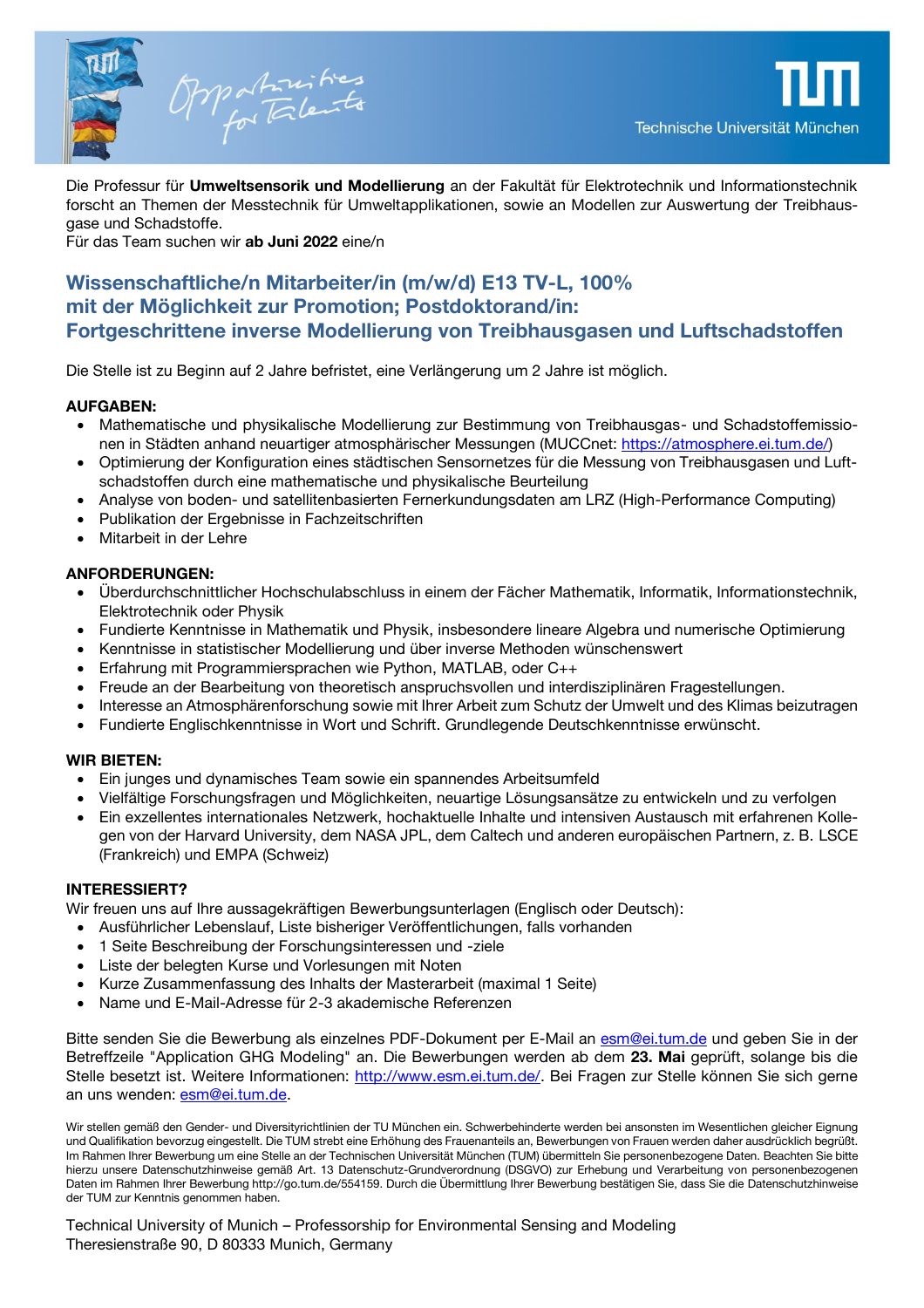Die Professur für **Umweltsensorik und Modellierung** an der Fakultät für Elektrotechnik und Informationstechnik forscht an Themen der Messtechnik für Umweltapplikationen, sowie an Modellen zur Auswertung der Treibhausgase und Schadstoffe.
Für das Team suchen wir **ab Juni 2022** eine/n

## Wissenschaftliche/n Mitarbeiter/in (m/w/d) E13 TV-L, 100% mit der Möglichkeit zur Promotion; Postdoktorand/in: Fortgeschrittene inverse Modellierung von Treibhausgasen und Luftschadstoffen

Die Stelle ist zu Beginn auf 2 Jahre befristet, eine Verlängerung um 2 Jahre ist möglich.

**AUFGABEN:**

- Mathematische und physikalische Modellierung zur Bestimmung von Treibhausgas- und Schadstoffemissionen in Städten anhand neuartiger atmosphärischer Messungen (MUCCnet: https://atmosphere.ei.tum.de/)
- Optimierung der Konfiguration eines städtischen Sensornetzes für die Messung von Treibhausgasen und Luftschadstoffen durch eine mathematische und physikalische Beurteilung
- Analyse von boden- und satellitenbasierten Fernerkundungsdaten am LRZ (High-Performance Computing)
- Publikation der Ergebnisse in Fachzeitschriften
- Mitarbeit in der Lehre

**ANFORDERUNGEN:**

- Überdurchschnittlicher Hochschulabschluss in einem der Fächer Mathematik, Informatik, Informationstechnik, Elektrotechnik oder Physik
- Fundierte Kenntnisse in Mathematik und Physik, insbesondere lineare Algebra und numerische Optimierung
- Kenntnisse in statistischer Modellierung und über inverse Methoden wünschenswert
- Erfahrung mit Programmiersprachen wie Python, MATLAB, oder C++
- Freude an der Bearbeitung von theoretisch anspruchsvollen und interdisziplinären Fragestellungen.
- Interesse an Atmosphärenforschung sowie mit Ihrer Arbeit zum Schutz der Umwelt und des Klimas beizutragen
- Fundierte Englischkenntnisse in Wort und Schrift. Grundlegende Deutschkenntnisse erwünscht.

**WIR BIETEN:**

- Ein junges und dynamisches Team sowie ein spannendes Arbeitsumfeld
- Vielfältige Forschungsfragen und Möglichkeiten, neuartige Lösungsansätze zu entwickeln und zu verfolgen
- Ein exzellentes internationales Netzwerk, hochaktuelle Inhalte und intensiven Austausch mit erfahrenen Kollegen von der Harvard University, dem NASA JPL, dem Caltech und anderen europäischen Partnern, z. B. LSCE (Frankreich) und EMPA (Schweiz)

**INTERESSIERT?**

Wir freuen uns auf Ihre aussagekräftigen Bewerbungsunterlagen (Englisch oder Deutsch):

- Ausführlicher Lebenslauf, Liste bisheriger Veröffentlichungen, falls vorhanden
- 1 Seite Beschreibung der Forschungsinteressen und -ziele
- Liste der belegten Kurse und Vorlesungen mit Noten
- Kurze Zusammenfassung des Inhalts der Masterarbeit (maximal 1 Seite)
- Name und E-Mail-Adresse für 2-3 akademische Referenzen

Bitte senden Sie die Bewerbung als einzelnes PDF-Dokument per E-Mail an esm@ei.tum.de und geben Sie in der Betreffzeile "Application GHG Modeling" an. Die Bewerbungen werden ab dem **23. Mai** geprüft, solange bis die Stelle besetzt ist. Weitere Informationen: http://www.esm.ei.tum.de/. Bei Fragen zur Stelle können Sie sich gerne an uns wenden: esm@ei.tum.de.

Wir stellen gemäß den Gender- und Diversityrichtlinien der TU München ein. Schwerbehinderte werden bei ansonsten im Wesentlichen gleicher Eignung und Qualifikation bevorzug eingestellt. Die TUM strebt eine Erhöhung des Frauenanteils an, Bewerbungen von Frauen werden daher ausdrücklich begrüßt. Im Rahmen Ihrer Bewerbung um eine Stelle an der Technischen Universität München (TUM) übermitteln Sie personenbezogene Daten. Beachten Sie bitte hierzu unsere Datenschutzhinweise gemäß Art. 13 Datenschutz-Grundverordnung (DSGVO) zur Erhebung und Verarbeitung von personenbezogenen Daten im Rahmen Ihrer Bewerbung http://go.tum.de/554159. Durch die Übermittlung Ihrer Bewerbung bestätigen Sie, dass Sie die Datenschutzhinweise der TUM zur Kenntnis genommen haben.

Technical University of Munich – Professorship for Environmental Sensing and Modeling
Theresienstraße 90, D 80333 Munich, Germany